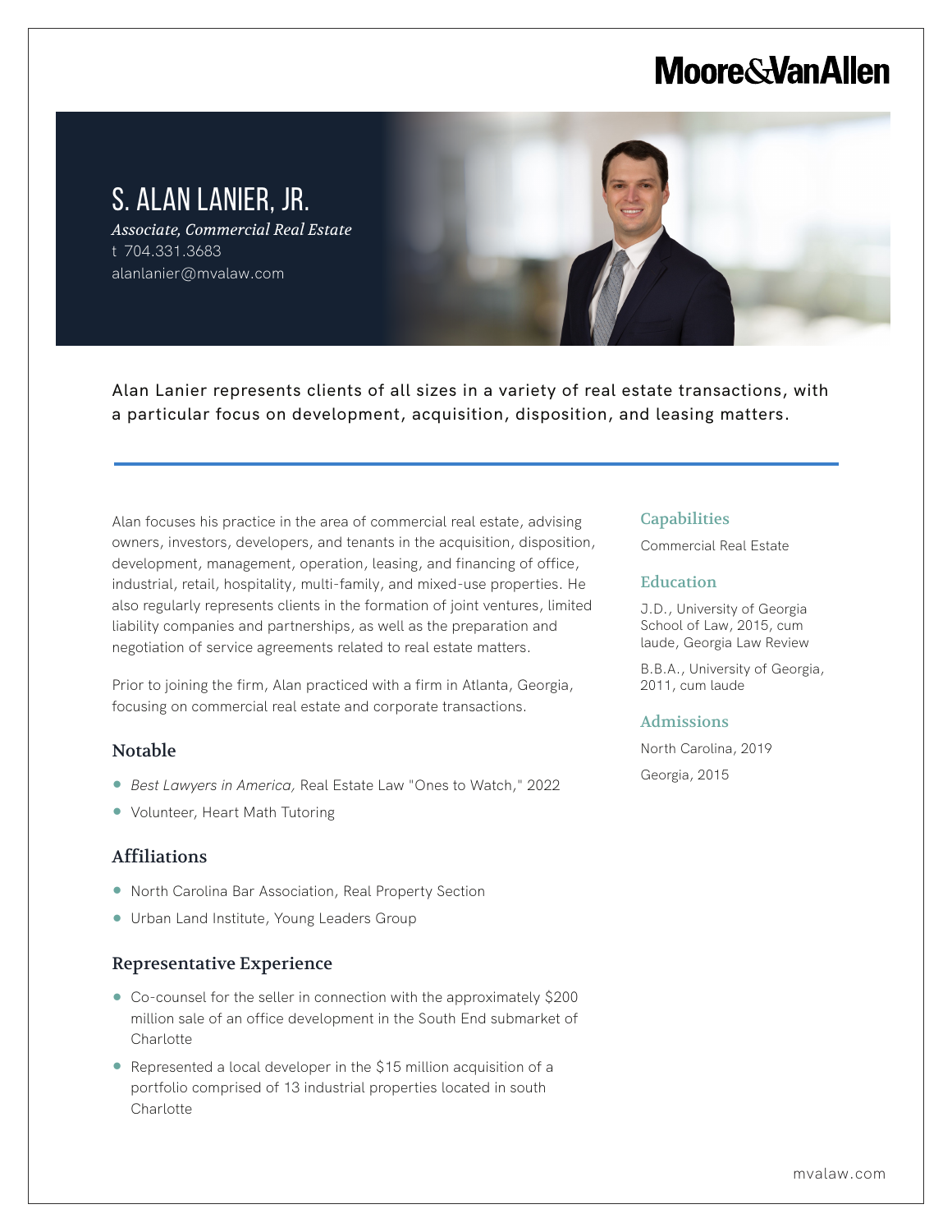Moore&VanAllen

# S. ALAN LANIER, JR.

*Associate, Commercial Real Estate*
t 704.331.3683
alanlanier@mvalaw.com

Alan Lanier represents clients of all sizes in a variety of real estate transactions, with a particular focus on development, acquisition, disposition, and leasing matters.

Alan focuses his practice in the area of commercial real estate, advising owners, investors, developers, and tenants in the acquisition, disposition, development, management, operation, leasing, and financing of office, industrial, retail, hospitality, multi-family, and mixed-use properties. He also regularly represents clients in the formation of joint ventures, limited liability companies and partnerships, as well as the preparation and negotiation of service agreements related to real estate matters.

Prior to joining the firm, Alan practiced with a firm in Atlanta, Georgia, focusing on commercial real estate and corporate transactions.

## Notable

- *Best Lawyers in America,* Real Estate Law "Ones to Watch," 2022
- Volunteer, Heart Math Tutoring

## Affiliations

- North Carolina Bar Association, Real Property Section
- Urban Land Institute, Young Leaders Group

## Representative Experience

- Co-counsel for the seller in connection with the approximately $200 million sale of an office development in the South End submarket of Charlotte
- Represented a local developer in the $15 million acquisition of a portfolio comprised of 13 industrial properties located in south Charlotte

## Capabilities

Commercial Real Estate

## Education

J.D., University of Georgia School of Law, 2015, cum laude, Georgia Law Review

B.B.A., University of Georgia, 2011, cum laude

## Admissions

North Carolina, 2019

Georgia, 2015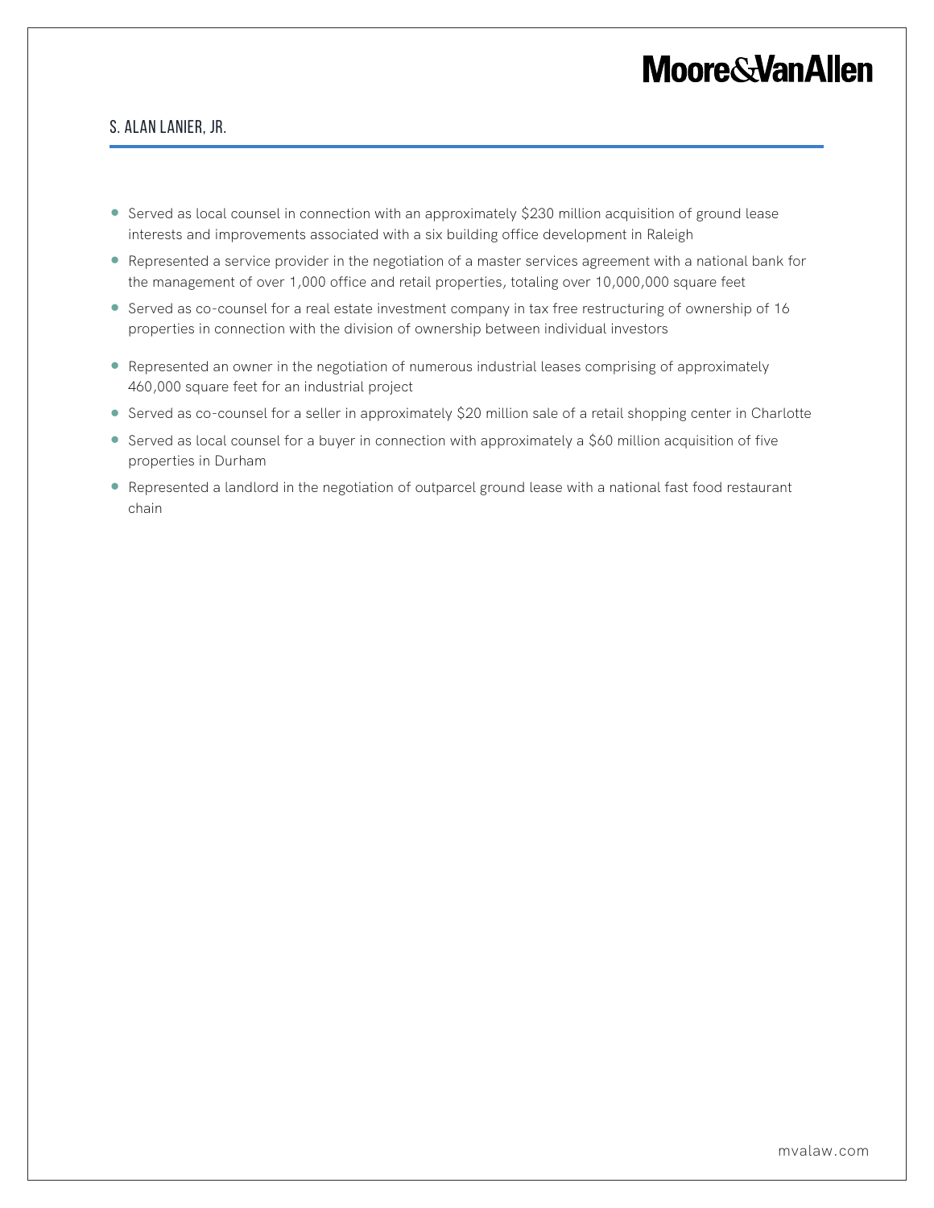- Served as local counsel in connection with an approximately $230 million acquisition of ground lease interests and improvements associated with a six building office development in Raleigh
- Represented a service provider in the negotiation of a master services agreement with a national bank for the management of over 1,000 office and retail properties, totaling over 10,000,000 square feet
- Served as co-counsel for a real estate investment company in tax free restructuring of ownership of 16 properties in connection with the division of ownership between individual investors
- Represented an owner in the negotiation of numerous industrial leases comprising of approximately 460,000 square feet for an industrial project
- Served as co-counsel for a seller in approximately $20 million sale of a retail shopping center in Charlotte
- Served as local counsel for a buyer in connection with approximately a $60 million acquisition of five properties in Durham
- Represented a landlord in the negotiation of outparcel ground lease with a national fast food restaurant chain